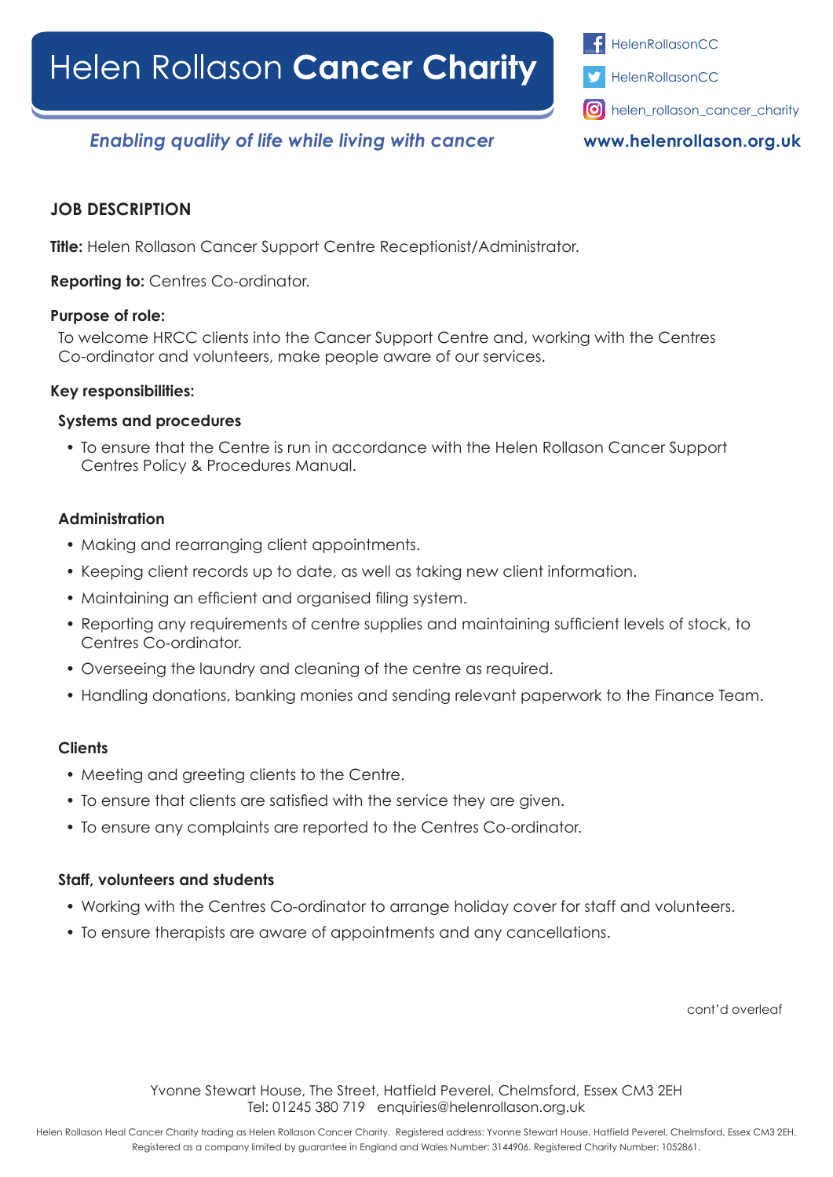# Helen Rollason **Cancer Charity**

HelenRollasonCC

HelenRollasonCC

helen_rollason_cancer_charity

*Enabling quality of life while living with cancer*

**www.helenrollason.org.uk**

## JOB DESCRIPTION

**Title:** Helen Rollason Cancer Support Centre Receptionist/Administrator.

**Reporting to:** Centres Co-ordinator.

**Purpose of role:**

To welcome HRCC clients into the Cancer Support Centre and, working with the Centres Co-ordinator and volunteers, make people aware of our services.

**Key responsibilities:**

### Systems and procedures

- To ensure that the Centre is run in accordance with the Helen Rollason Cancer Support Centres Policy & Procedures Manual.

### Administration

- Making and rearranging client appointments.
- Keeping client records up to date, as well as taking new client information.
- Maintaining an efficient and organised filing system.
- Reporting any requirements of centre supplies and maintaining sufficient levels of stock, to Centres Co-ordinator.
- Overseeing the laundry and cleaning of the centre as required.
- Handling donations, banking monies and sending relevant paperwork to the Finance Team.

### Clients

- Meeting and greeting clients to the Centre.
- To ensure that clients are satisfied with the service they are given.
- To ensure any complaints are reported to the Centres Co-ordinator.

### Staff, volunteers and students

- Working with the Centres Co-ordinator to arrange holiday cover for staff and volunteers.
- To ensure therapists are aware of appointments and any cancellations.

cont'd overleaf

Yvonne Stewart House, The Street, Hatfield Peverel, Chelmsford, Essex CM3 2EH
Tel: 01245 380 719 enquiries@helenrollason.org.uk

Helen Rollason Heal Cancer Charity trading as Helen Rollason Cancer Charity. Registered address: Yvonne Stewart House, Hatfield Peverel, Chelmsford, Essex CM3 2EH. Registered as a company limited by guarantee in England and Wales Number: 3144906. Registered Charity Number: 1052861.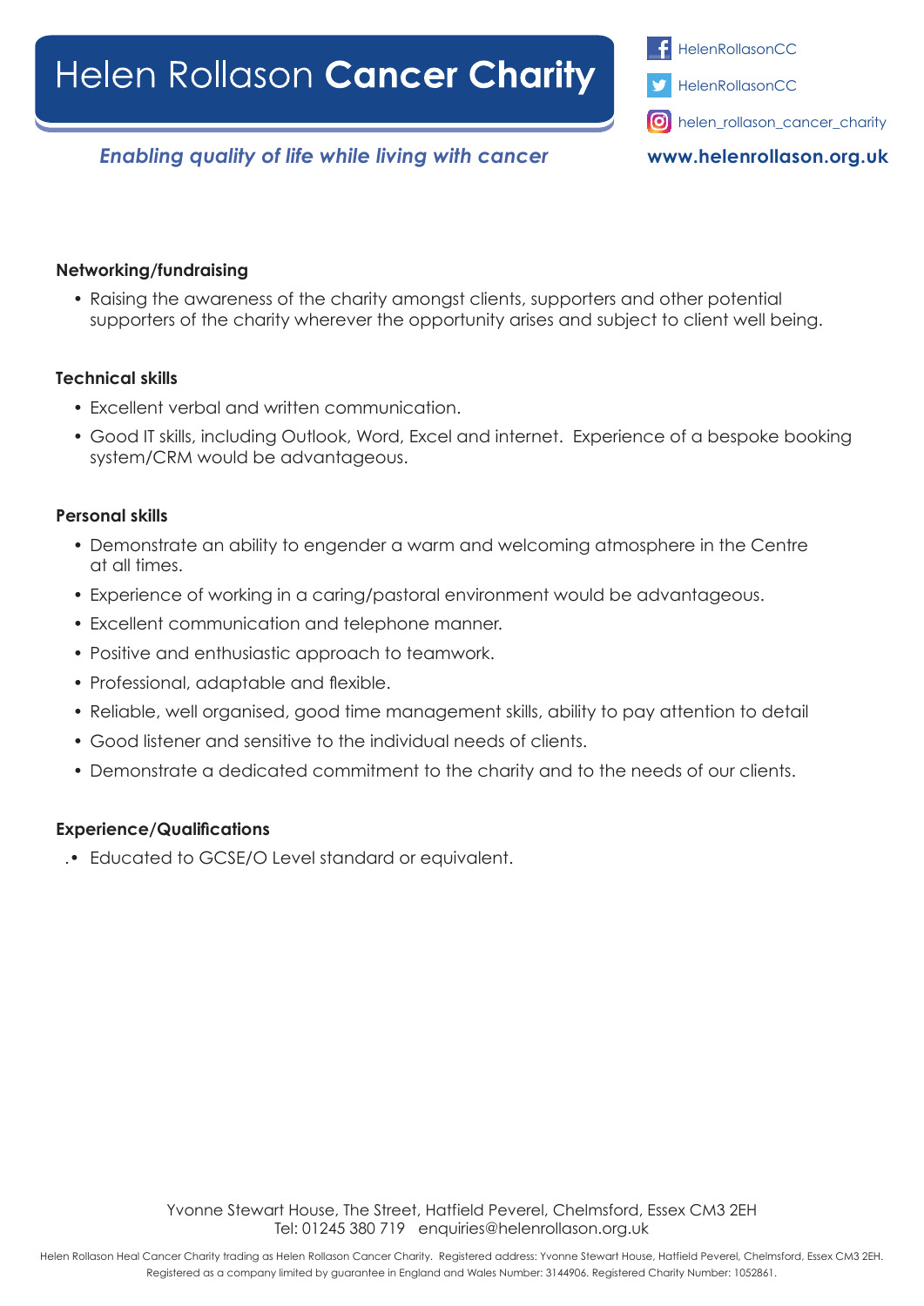**Networking/fundraising**

- Raising the awareness of the charity amongst clients, supporters and other potential supporters of the charity wherever the opportunity arises and subject to client well being.

**Technical skills**

- Excellent verbal and written communication.
- Good IT skills, including Outlook, Word, Excel and internet. Experience of a bespoke booking system/CRM would be advantageous.

**Personal skills**

- Demonstrate an ability to engender a warm and welcoming atmosphere in the Centre at all times.
- Experience of working in a caring/pastoral environment would be advantageous.
- Excellent communication and telephone manner.
- Positive and enthusiastic approach to teamwork.
- Professional, adaptable and flexible.
- Reliable, well organised, good time management skills, ability to pay attention to detail
- Good listener and sensitive to the individual needs of clients.
- Demonstrate a dedicated commitment to the charity and to the needs of our clients.

**Experience/Qualifications**

- Educated to GCSE/O Level standard or equivalent.

Yvonne Stewart House, The Street, Hatfield Peverel, Chelmsford, Essex CM3 2EH
Tel: 01245 380 719 enquiries@helenrollason.org.uk

Helen Rollason Heal Cancer Charity trading as Helen Rollason Cancer Charity. Registered address: Yvonne Stewart House, Hatfield Peverel, Chelmsford, Essex CM3 2EH. Registered as a company limited by guarantee in England and Wales Number: 3144906. Registered Charity Number: 1052861.